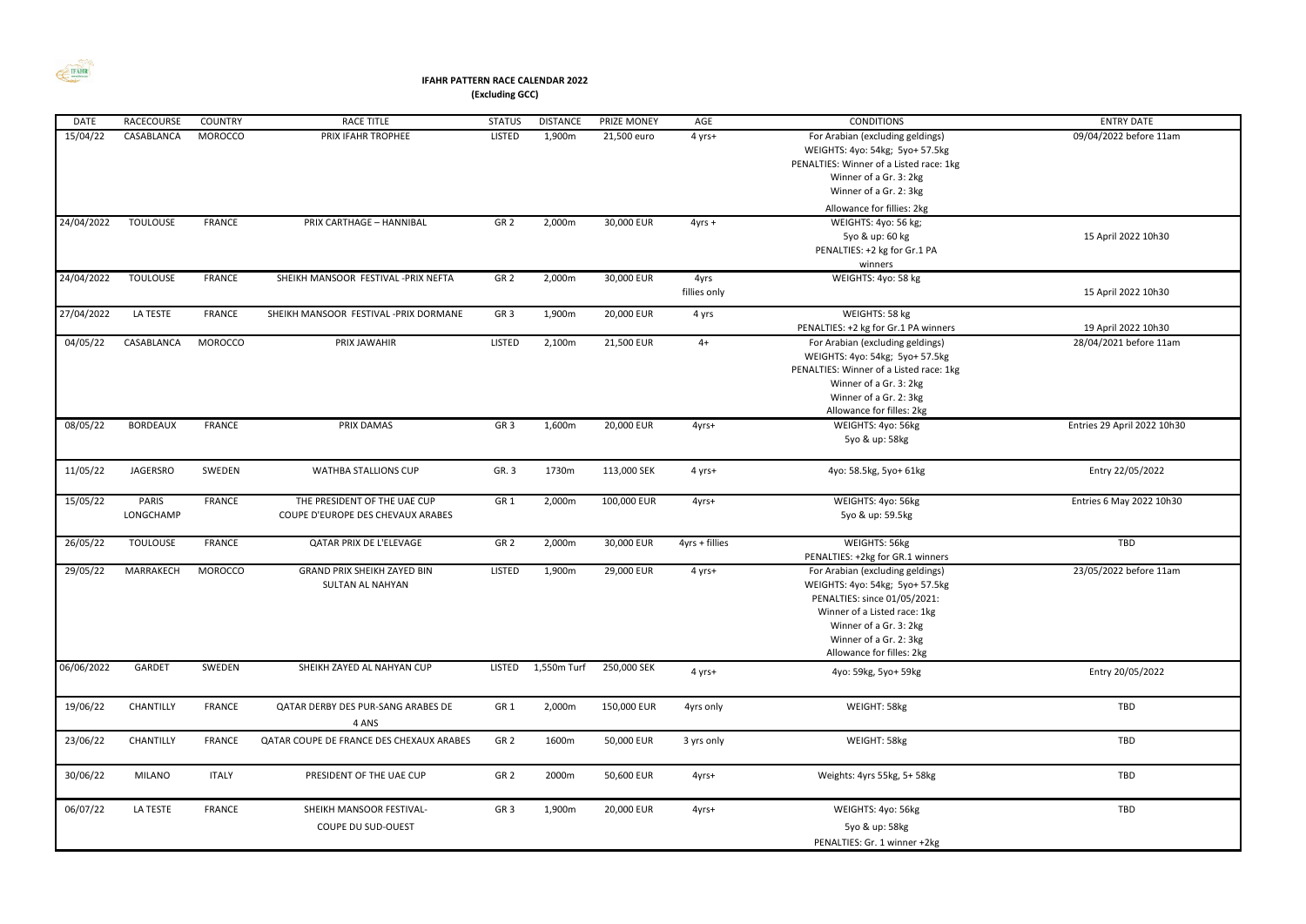# IFAHR PATTERN RACE CALENDAR 2022

**(Excluding GCC)**

| DATE | RACECOURSE | COUNTRY | RACE TITLE | STATUS | DISTANCE | PRIZE MONEY | AGE | CONDITIONS | ENTRY DATE |
|---|---|---|---|---|---|---|---|---|---|
| 15/04/22 | CASABLANCA | MOROCCO | PRIX IFAHR TROPHEE | LISTED | 1,900m | 21,500 euro | 4 yrs+ | For Arabian (excluding geldings)<br>WEIGHTS: 4yo: 54kg; 5yo+ 57.5kg<br>PENALTIES: Winner of a Listed race: 1kg<br>Winner of a Gr. 3: 2kg<br>Winner of a Gr. 2: 3kg<br>Allowance for fillies: 2kg | 09/04/2022 before 11am |
| 24/04/2022 | TOULOUSE | FRANCE | PRIX CARTHAGE – HANNIBAL | GR 2 | 2,000m | 30,000 EUR | 4yrs + | WEIGHTS: 4yo: 56 kg;<br>5yo & up: 60 kg<br>PENALTIES: +2 kg for Gr.1 PA winners | 15 April 2022 10h30 |
| 24/04/2022 | TOULOUSE | FRANCE | SHEIKH MANSOOR FESTIVAL -PRIX NEFTA | GR 2 | 2,000m | 30,000 EUR | 4yrs<br>fillies only | WEIGHTS: 4yo: 58 kg | 15 April 2022 10h30 |
| 27/04/2022 | LA TESTE | FRANCE | SHEIKH MANSOOR FESTIVAL -PRIX DORMANE | GR 3 | 1,900m | 20,000 EUR | 4 yrs | WEIGHTS: 58 kg<br>PENALTIES: +2 kg for Gr.1 PA winners | 19 April 2022 10h30 |
| 04/05/22 | CASABLANCA | MOROCCO | PRIX JAWAHIR | LISTED | 2,100m | 21,500 EUR | 4+ | For Arabian (excluding geldings)<br>WEIGHTS: 4yo: 54kg; 5yo+ 57.5kg<br>PENALTIES: Winner of a Listed race: 1kg<br>Winner of a Gr. 3: 2kg<br>Winner of a Gr. 2: 3kg<br>Allowance for filles: 2kg | 28/04/2021 before 11am |
| 08/05/22 | BORDEAUX | FRANCE | PRIX DAMAS | GR 3 | 1,600m | 20,000 EUR | 4yrs+ | WEIGHTS: 4yo: 56kg<br>5yo & up: 58kg | Entries 29 April 2022 10h30 |
| 11/05/22 | JAGERSRO | SWEDEN | WATHBA STALLIONS CUP | GR. 3 | 1730m | 113,000 SEK | 4 yrs+ | 4yo: 58.5kg, 5yo+ 61kg | Entry 22/05/2022 |
| 15/05/22 | PARIS LONGCHAMP | FRANCE | THE PRESIDENT OF THE UAE CUP<br>COUPE D'EUROPE DES CHEVAUX ARABES | GR 1 | 2,000m | 100,000 EUR | 4yrs+ | WEIGHTS: 4yo: 56kg<br>5yo & up: 59.5kg | Entries 6 May 2022 10h30 |
| 26/05/22 | TOULOUSE | FRANCE | QATAR PRIX DE L'ELEVAGE | GR 2 | 2,000m | 30,000 EUR | 4yrs + fillies | WEIGHTS: 56kg<br>PENALTIES: +2kg for GR.1 winners | TBD |
| 29/05/22 | MARRAKECH | MOROCCO | GRAND PRIX SHEIKH ZAYED BIN SULTAN AL NAHYAN | LISTED | 1,900m | 29,000 EUR | 4 yrs+ | For Arabian (excluding geldings)<br>WEIGHTS: 4yo: 54kg; 5yo+ 57.5kg<br>PENALTIES: since 01/05/2021:<br>Winner of a Listed race: 1kg<br>Winner of a Gr. 3: 2kg<br>Winner of a Gr. 2: 3kg<br>Allowance for filles: 2kg | 23/05/2022 before 11am |
| 06/06/2022 | GARDET | SWEDEN | SHEIKH ZAYED AL NAHYAN CUP | LISTED | 1,550m Turf | 250,000 SEK | 4 yrs+ | 4yo: 59kg, 5yo+ 59kg | Entry 20/05/2022 |
| 19/06/22 | CHANTILLY | FRANCE | QATAR DERBY DES PUR-SANG ARABES DE 4 ANS | GR 1 | 2,000m | 150,000 EUR | 4yrs only | WEIGHT: 58kg | TBD |
| 23/06/22 | CHANTILLY | FRANCE | QATAR COUPE DE FRANCE DES CHEXAUX ARABES | GR 2 | 1600m | 50,000 EUR | 3 yrs only | WEIGHT: 58kg | TBD |
| 30/06/22 | MILANO | ITALY | PRESIDENT OF THE UAE CUP | GR 2 | 2000m | 50,600 EUR | 4yrs+ | Weights: 4yrs 55kg, 5+ 58kg | TBD |
| 06/07/22 | LA TESTE | FRANCE | SHEIKH MANSOOR FESTIVAL-<br>COUPE DU SUD-OUEST | GR 3 | 1,900m | 20,000 EUR | 4yrs+ | WEIGHTS: 4yo: 56kg<br>5yo & up: 58kg<br>PENALTIES: Gr. 1 winner +2kg | TBD |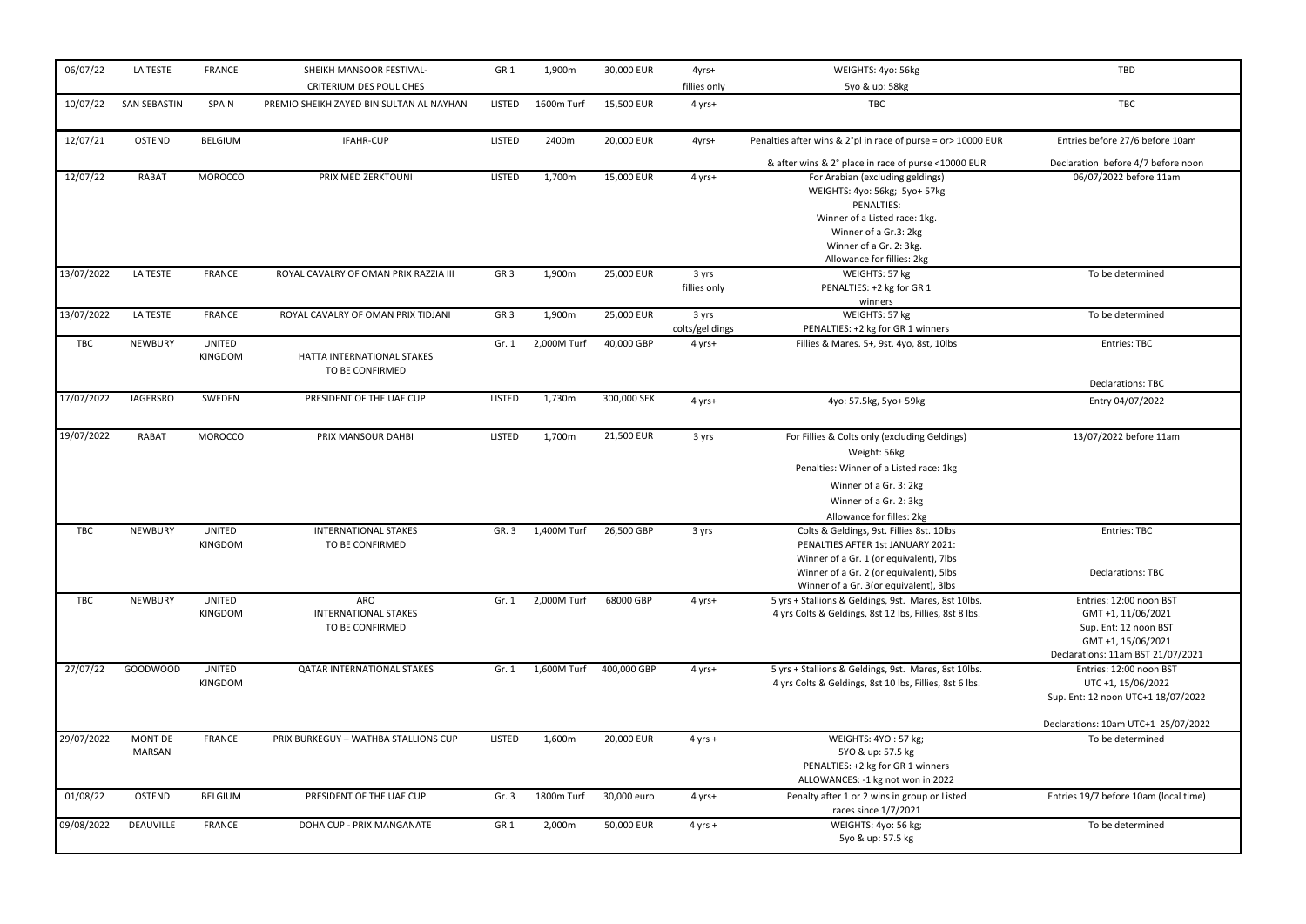| 06/07/22 | LA TESTE | FRANCE | SHEIKH MANSOOR FESTIVAL- CRITERIUM DES POULICHES | GR 1 | 1,900m | 30,000 EUR | 4yrs+ fillies only | WEIGHTS: 4yo: 56kg 5yo & up: 58kg | TBD |
|---|---|---|---|---|---|---|---|---|---|
| 10/07/22 | SAN SEBASTIN | SPAIN | PREMIO SHEIKH ZAYED BIN SULTAN AL NAYHAN | LISTED | 1600m Turf | 15,500 EUR | 4 yrs+ | TBC | TBC |
| 12/07/21 | OSTEND | BELGIUM | IFAHR-CUP | LISTED | 2400m | 20,000 EUR | 4yrs+ | Penalties after wins & 2°pl in race of purse = or> 10000 EUR & after wins & 2° place in race of purse <10000 EUR | Entries before 27/6 before 10am Declaration before 4/7 before noon |
| 12/07/22 | RABAT | MOROCCO | PRIX MED ZERKTOUNI | LISTED | 1,700m | 15,000 EUR | 4 yrs+ | For Arabian (excluding geldings) WEIGHTS: 4yo: 56kg; 5yo+ 57kg PENALTIES: Winner of a Listed race: 1kg. Winner of a Gr.3: 2kg Winner of a Gr. 2: 3kg. Allowance for fillies: 2kg | 06/07/2022 before 11am |
| 13/07/2022 | LA TESTE | FRANCE | ROYAL CAVALRY OF OMAN PRIX RAZZIA III | GR 3 | 1,900m | 25,000 EUR | 3 yrs fillies only | WEIGHTS: 57 kg PENALTIES: +2 kg for GR 1 winners | To be determined |
| 13/07/2022 | LA TESTE | FRANCE | ROYAL CAVALRY OF OMAN PRIX TIDJANI | GR 3 | 1,900m | 25,000 EUR | 3 yrs colts/gel dings | WEIGHTS: 57 kg PENALTIES: +2 kg for GR 1 winners | To be determined |
| TBC | NEWBURY | UNITED KINGDOM | HATTA INTERNATIONAL STAKES TO BE CONFIRMED | Gr. 1 | 2,000M Turf | 40,000 GBP | 4 yrs+ | Fillies & Mares. 5+, 9st. 4yo, 8st, 10lbs | Entries: TBC Declarations: TBC |
| 17/07/2022 | JAGERSRO | SWEDEN | PRESIDENT OF THE UAE CUP | LISTED | 1,730m | 300,000 SEK | 4 yrs+ | 4yo: 57.5kg, 5yo+ 59kg | Entry 04/07/2022 |
| 19/07/2022 | RABAT | MOROCCO | PRIX MANSOUR DAHBI | LISTED | 1,700m | 21,500 EUR | 3 yrs | For Fillies & Colts only (excluding Geldings) Weight: 56kg Penalties: Winner of a Listed race: 1kg Winner of a Gr. 3: 2kg Winner of a Gr. 2: 3kg Allowance for filles: 2kg | 13/07/2022 before 11am |
| TBC | NEWBURY | UNITED KINGDOM | INTERNATIONAL STAKES TO BE CONFIRMED | GR. 3 | 1,400M Turf | 26,500 GBP | 3 yrs | Colts & Geldings, 9st. Fillies 8st. 10lbs PENALTIES AFTER 1st JANUARY 2021: Winner of a Gr. 1 (or equivalent), 7lbs Winner of a Gr. 2 (or equivalent), 5lbs Winner of a Gr. 3(or equivalent), 3lbs | Entries: TBC Declarations: TBC |
| TBC | NEWBURY | UNITED KINGDOM | ARO INTERNATIONAL STAKES TO BE CONFIRMED | Gr. 1 | 2,000M Turf | 68000 GBP | 4 yrs+ | 5 yrs + Stallions & Geldings, 9st. Mares, 8st 10lbs. 4 yrs Colts & Geldings, 8st 12 lbs, Fillies, 8st 8 lbs. | Entries: 12:00 noon BST GMT +1, 11/06/2021 Sup. Ent: 12 noon BST GMT +1, 15/06/2021 Declarations: 11am BST 21/07/2021 |
| 27/07/22 | GOODWOOD | UNITED KINGDOM | QATAR INTERNATIONAL STAKES | Gr. 1 | 1,600M Turf | 400,000 GBP | 4 yrs+ | 5 yrs + Stallions & Geldings, 9st. Mares, 8st 10lbs. 4 yrs Colts & Geldings, 8st 10 lbs, Fillies, 8st 6 lbs. | Entries: 12:00 noon BST UTC +1, 15/06/2022 Sup. Ent: 12 noon UTC+1 18/07/2022 Declarations: 10am UTC+1 25/07/2022 |
| 29/07/2022 | MONT DE MARSAN | FRANCE | PRIX BURKEGUY – WATHBA STALLIONS CUP | LISTED | 1,600m | 20,000 EUR | 4 yrs + | WEIGHTS: 4YO : 57 kg; 5YO & up: 57.5 kg PENALTIES: +2 kg for GR 1 winners ALLOWANCES: -1 kg not won in 2022 | To be determined |
| 01/08/22 | OSTEND | BELGIUM | PRESIDENT OF THE UAE CUP | Gr. 3 | 1800m Turf | 30,000 euro | 4 yrs+ | Penalty after 1 or 2 wins in group or Listed races since 1/7/2021 | Entries 19/7 before 10am (local time) |
| 09/08/2022 | DEAUVILLE | FRANCE | DOHA CUP - PRIX MANGANATE | GR 1 | 2,000m | 50,000 EUR | 4 yrs + | WEIGHTS: 4yo: 56 kg; 5yo & up: 57.5 kg | To be determined |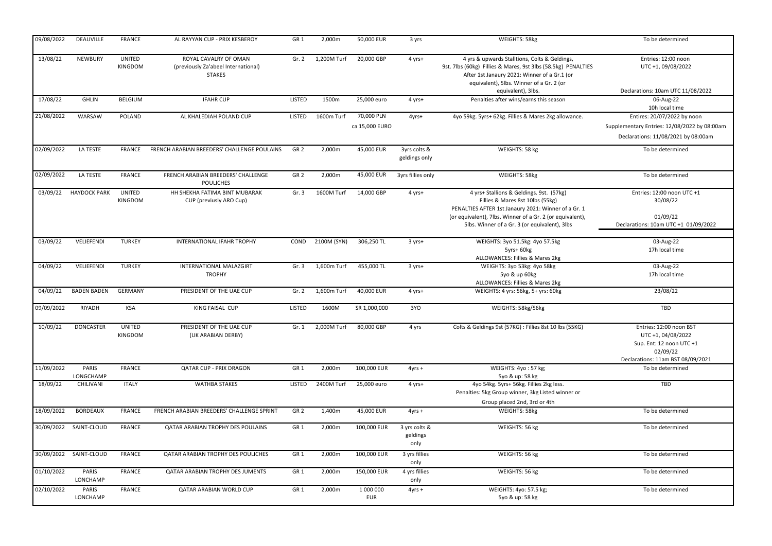| 09/08/2022 | DEAUVILLE | FRANCE | AL RAYYAN CUP - PRIX KESBEROY | GR 1 | 2,000m | 50,000 EUR | 3 yrs | WEIGHTS: 58kg | To be determined |
|---|---|---|---|---|---|---|---|---|---|
| 13/08/22 | NEWBURY | UNITED KINGDOM | ROYAL CAVALRY OF OMAN (previously Za'abeel International) STAKES | Gr. 2 | 1,200M Turf | 20,000 GBP | 4 yrs+ | 4 yrs & upwards Stalltions, Colts & Geldings, 9st. 7lbs (60kg) Fillies & Mares, 9st 3lbs (58.5kg) PENALTIES After 1st Janaury 2021: Winner of a Gr.1 (or equivalent), 5lbs. Winner of a Gr. 2 (or equivalent), 3lbs. | Entries: 12:00 noon UTC +1, 09/08/2022<br><br>Declarations: 10am UTC 11/08/2022 |
| 17/08/22 | GHLIN | BELGIUM | IFAHR CUP | LISTED | 1500m | 25,000 euro | 4 yrs+ | Penalties after wins/earns this season | 06-Aug-22<br>10h local time |
| 21/08/2022 | WARSAW | POLAND | AL KHALEDIAH POLAND CUP | LISTED | 1600m Turf | 70,000 PLN<br>ca 15,000 EURO | 4yrs+ | 4yo 59kg. 5yrs+ 62kg. Fillies & Mares 2kg allowance. | Entires: 20/07/2022 by noon<br>Supplementary Entries: 12/08/2022 by 08:00am<br>Declarations: 11/08/2021 by 08:00am |
| 02/09/2022 | LA TESTE | FRANCE | FRENCH ARABIAN BREEDERS' CHALLENGE POULAINS | GR 2 | 2,000m | 45,000 EUR | 3yrs colts & geldings only | WEIGHTS: 58 kg | To be determined |
| 02/09/2022 | LA TESTE | FRANCE | FRENCH ARABIAN BREEDERS' CHALLENGE POULICHES | GR 2 | 2,000m | 45,000 EUR | 3yrs fillies only | WEIGHTS: 58kg | To be determined |
| 03/09/22 | HAYDOCK PARK | UNITED KINGDOM | HH SHEKHA FATIMA BINT MUBARAK CUP (previusly ARO Cup) | Gr. 3 | 1600M Turf | 14,000 GBP | 4 yrs+ | 4 yrs+ Stallions & Geldings. 9st. (57kg) Fillies & Mares 8st 10lbs (55kg) PENALTIES AFTER 1st Janaury 2021: Winner of a Gr. 1 (or equivalent), 7lbs, Winner of a Gr. 2 (or equivalent), 5lbs. Winner of a Gr. 3 (or equivalent), 3lbs | Entries: 12:00 noon UTC +1 30/08/22<br><br>01/09/22<br>Declarations: 10am UTC +1 01/09/2022 |
| 03/09/22 | VELIEFENDI | TURKEY | INTERNATIONAL IFAHR TROPHY | COND | 2100M (SYN) | 306,250 TL | 3 yrs+ | WEIGHTS: 3yo 51.5kg: 4yo 57.5kg<br>5yrs+ 60kg<br>ALLOWANCES: Fillies & Mares 2kg | 03-Aug-22<br>17h local time |
| 04/09/22 | VELIEFENDI | TURKEY | INTERNATIONAL MALAZGIRT TROPHY | Gr. 3 | 1,600m Turf | 455,000 TL | 3 yrs+ | WEIGHTS: 3yo 53kg: 4yo 58kg<br>5yo & up 60kg<br>ALLOWANCES: Fillies & Mares 2kg | 03-Aug-22<br>17h local time |
| 04/09/22 | BADEN BADEN | GERMANY | PRESIDENT OF THE UAE CUP | Gr. 2 | 1,600m Turf | 40,000 EUR | 4 yrs+ | WEIGHTS: 4 yrs: 56kg, 5+ yrs: 60kg | 23/08/22 |
| 09/09/2022 | RIYADH | KSA | KING FAISAL CUP | LISTED | 1600M | SR 1,000,000 | 3YO | WEIGHTS: 58kg/56kg | TBD |
| 10/09/22 | DONCASTER | UNITED KINGDOM | PRESIDENT OF THE UAE CUP (UK ARABIAN DERBY) | Gr. 1 | 2,000M Turf | 80,000 GBP | 4 yrs | Colts & Geldings 9st (57KG) : Fillies 8st 10 lbs (55KG) | Entries: 12:00 noon BST UTC +1, 04/08/2022<br>Sup. Ent: 12 noon UTC +1 02/09/22<br>Declarations: 11am BST 08/09/2021 |
| 11/09/2022 | PARIS LONGCHAMP | FRANCE | QATAR CUP - PRIX DRAGON | GR 1 | 2,000m | 100,000 EUR | 4yrs + | WEIGHTS: 4yo : 57 kg;<br>5yo & up: 58 kg | To be determined |
| 18/09/22 | CHILIVANI | ITALY | WATHBA STAKES | LISTED | 2400M Turf | 25,000 euro | 4 yrs+ | 4yo 54kg. 5yrs+ 56kg. Fillies 2kg less.<br>Penalties: 5kg Group winner, 3kg Listed winner or<br>Group placed 2nd, 3rd or 4th | TBD |
| 18/09/2022 | BORDEAUX | FRANCE | FRENCH ARABIAN BREEDERS' CHALLENGE SPRINT | GR 2 | 1,400m | 45,000 EUR | 4yrs + | WEIGHTS: 58kg | To be determined |
| 30/09/2022 | SAINT-CLOUD | FRANCE | QATAR ARABIAN TROPHY DES POULAINS | GR 1 | 2,000m | 100,000 EUR | 3 yrs colts & geldings only | WEIGHTS: 56 kg | To be determined |
| 30/09/2022 | SAINT-CLOUD | FRANCE | QATAR ARABIAN TROPHY DES POULICHES | GR 1 | 2,000m | 100,000 EUR | 3 yrs fillies only | WEIGHTS: 56 kg | To be determined |
| 01/10/2022 | PARIS LONCHAMP | FRANCE | QATAR ARABIAN TROPHY DES JUMENTS | GR 1 | 2,000m | 150,000 EUR | 4 yrs fillies only | WEIGHTS: 56 kg | To be determined |
| 02/10/2022 | PARIS LONCHAMP | FRANCE | QATAR ARABIAN WORLD CUP | GR 1 | 2,000m | 1 000 000 EUR | 4yrs + | WEIGHTS: 4yo: 57.5 kg;<br>5yo & up: 58 kg | To be determined |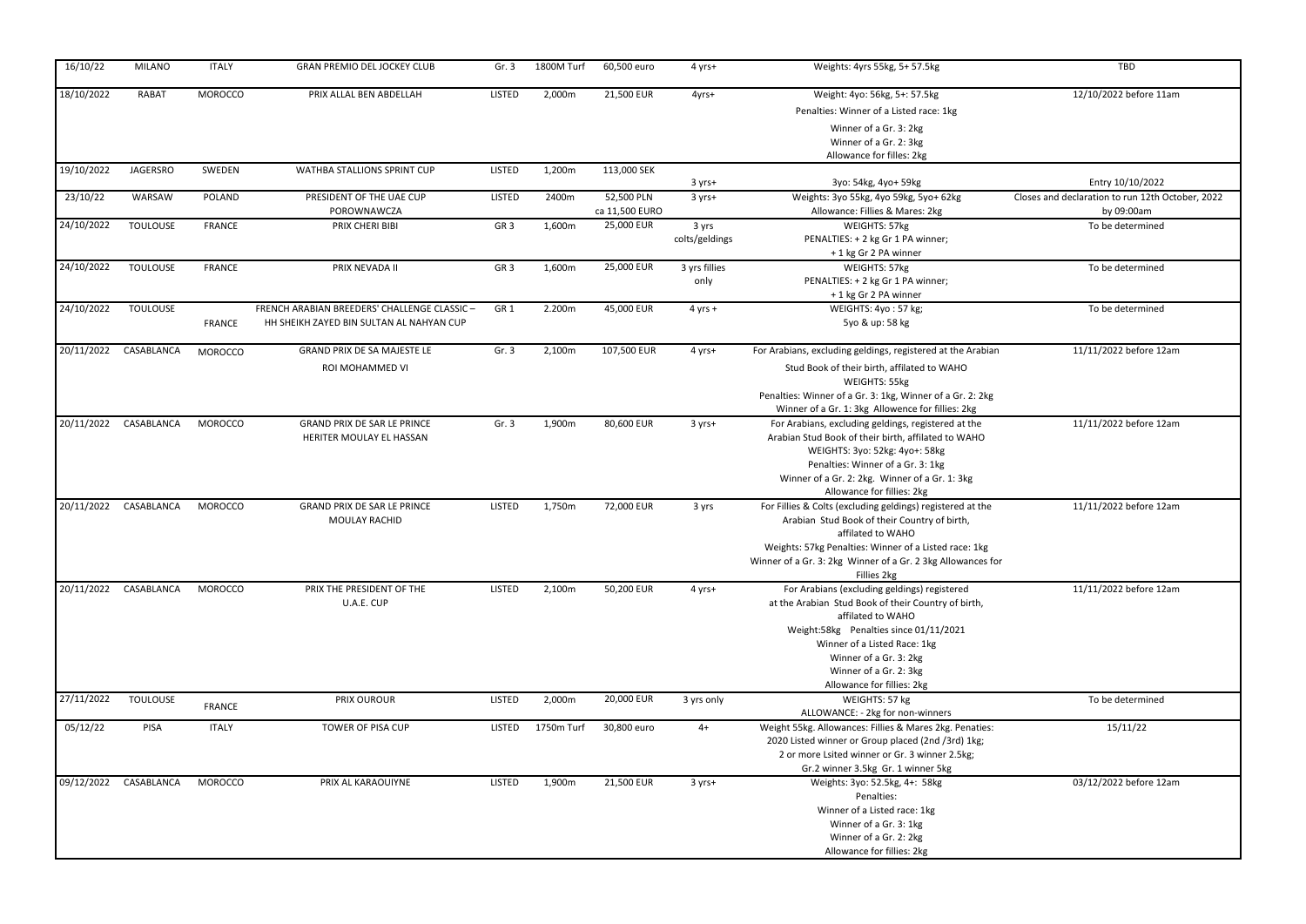| | | | | | | | | | |
|---|---|---|---|---|---|---|---|---|---|
| 16/10/22 | MILANO | ITALY | GRAN PREMIO DEL JOCKEY CLUB | Gr. 3 | 1800M Turf | 60,500 euro | 4 yrs+ | Weights: 4yrs 55kg, 5+ 57.5kg | TBD |
| 18/10/2022 | RABAT | MOROCCO | PRIX ALLAL BEN ABDELLAH | LISTED | 2,000m | 21,500 EUR | 4yrs+ | Weight: 4yo: 56kg, 5+: 57.5kg<br>Penalties: Winner of a Listed race: 1kg<br>Winner of a Gr. 3: 2kg<br>Winner of a Gr. 2: 3kg<br>Allowance for filles: 2kg | 12/10/2022 before 11am |
| 19/10/2022 | JAGERSRO | SWEDEN | WATHBA STALLIONS SPRINT CUP | LISTED | 1,200m | 113,000 SEK | 3 yrs+ | 3yo: 54kg, 4yo+ 59kg | Entry 10/10/2022 |
| 23/10/22 | WARSAW | POLAND | PRESIDENT OF THE UAE CUP POROWNAWCZA | LISTED | 2400m | 52,500 PLN ca 11,500 EURO | 3 yrs+ | Weights: 3yo 55kg, 4yo 59kg, 5yo+ 62kg<br>Allowance: Fillies & Mares: 2kg | Closes and declaration to run 12th October, 2022 by 09:00am |
| 24/10/2022 | TOULOUSE | FRANCE | PRIX CHERI BIBI | GR 3 | 1,600m | 25,000 EUR | 3 yrs colts/geldings | WEIGHTS: 57kg<br>PENALTIES: + 2 kg Gr 1 PA winner;<br>+ 1 kg Gr 2 PA winner | To be determined |
| 24/10/2022 | TOULOUSE | FRANCE | PRIX NEVADA II | GR 3 | 1,600m | 25,000 EUR | 3 yrs fillies only | WEIGHTS: 57kg<br>PENALTIES: + 2 kg Gr 1 PA winner;<br>+ 1 kg Gr 2 PA winner | To be determined |
| 24/10/2022 | TOULOUSE | FRANCE | FRENCH ARABIAN BREEDERS' CHALLENGE CLASSIC – HH SHEIKH ZAYED BIN SULTAN AL NAHYAN CUP | GR 1 | 2.200m | 45,000 EUR | 4 yrs + | WEIGHTS: 4yo : 57 kg;<br>5yo & up: 58 kg | To be determined |
| 20/11/2022 | CASABLANCA | MOROCCO | GRAND PRIX DE SA MAJESTE LE ROI MOHAMMED VI | Gr. 3 | 2,100m | 107,500 EUR | 4 yrs+ | For Arabians, excluding geldings, registered at the Arabian Stud Book of their birth, affilated to WAHO<br>WEIGHTS: 55kg<br>Penalties: Winner of a Gr. 3: 1kg, Winner of a Gr. 2: 2kg<br>Winner of a Gr. 1: 3kg Allowence for fillies: 2kg | 11/11/2022 before 12am |
| 20/11/2022 | CASABLANCA | MOROCCO | GRAND PRIX DE SAR LE PRINCE HERITER MOULAY EL HASSAN | Gr. 3 | 1,900m | 80,600 EUR | 3 yrs+ | For Arabians, excluding geldings, registered at the Arabian Stud Book of their birth, affilated to WAHO<br>WEIGHTS: 3yo: 52kg: 4yo+: 58kg<br>Penalties: Winner of a Gr. 3: 1kg<br>Winner of a Gr. 2: 2kg. Winner of a Gr. 1: 3kg<br>Allowance for fillies: 2kg | 11/11/2022 before 12am |
| 20/11/2022 | CASABLANCA | MOROCCO | GRAND PRIX DE SAR LE PRINCE MOULAY RACHID | LISTED | 1,750m | 72,000 EUR | 3 yrs | For Fillies & Colts (excluding geldings) registered at the Arabian Stud Book of their Country of birth, affilated to WAHO<br>Weights: 57kg Penalties: Winner of a Listed race: 1kg<br>Winner of a Gr. 3: 2kg Winner of a Gr. 2 3kg Allowances for Fillies 2kg | 11/11/2022 before 12am |
| 20/11/2022 | CASABLANCA | MOROCCO | PRIX THE PRESIDENT OF THE U.A.E. CUP | LISTED | 2,100m | 50,200 EUR | 4 yrs+ | For Arabians (excluding geldings) registered at the Arabian Stud Book of their Country of birth, affilated to WAHO<br>Weight:58kg Penalties since 01/11/2021<br>Winner of a Listed Race: 1kg<br>Winner of a Gr. 3: 2kg<br>Winner of a Gr. 2: 3kg<br>Allowance for fillies: 2kg | 11/11/2022 before 12am |
| 27/11/2022 | TOULOUSE | FRANCE | PRIX OUROUR | LISTED | 2,000m | 20,000 EUR | 3 yrs only | WEIGHTS: 57 kg<br>ALLOWANCE: - 2kg for non-winners | To be determined |
| 05/12/22 | PISA | ITALY | TOWER OF PISA CUP | LISTED | 1750m Turf | 30,800 euro | 4+ | Weight 55kg. Allowances: Fillies & Mares 2kg. Penaties: 2020 Listed winner or Group placed (2nd /3rd) 1kg; 2 or more Lsited winner or Gr. 3 winner 2.5kg; Gr.2 winner 3.5kg Gr. 1 winner 5kg | 15/11/22 |
| 09/12/2022 | CASABLANCA | MOROCCO | PRIX AL KARAOUIYNE | LISTED | 1,900m | 21,500 EUR | 3 yrs+ | Weights: 3yo: 52.5kg, 4+: 58kg<br>Penalties:<br>Winner of a Listed race: 1kg<br>Winner of a Gr. 3: 1kg<br>Winner of a Gr. 2: 2kg<br>Allowance for fillies: 2kg | 03/12/2022 before 12am |